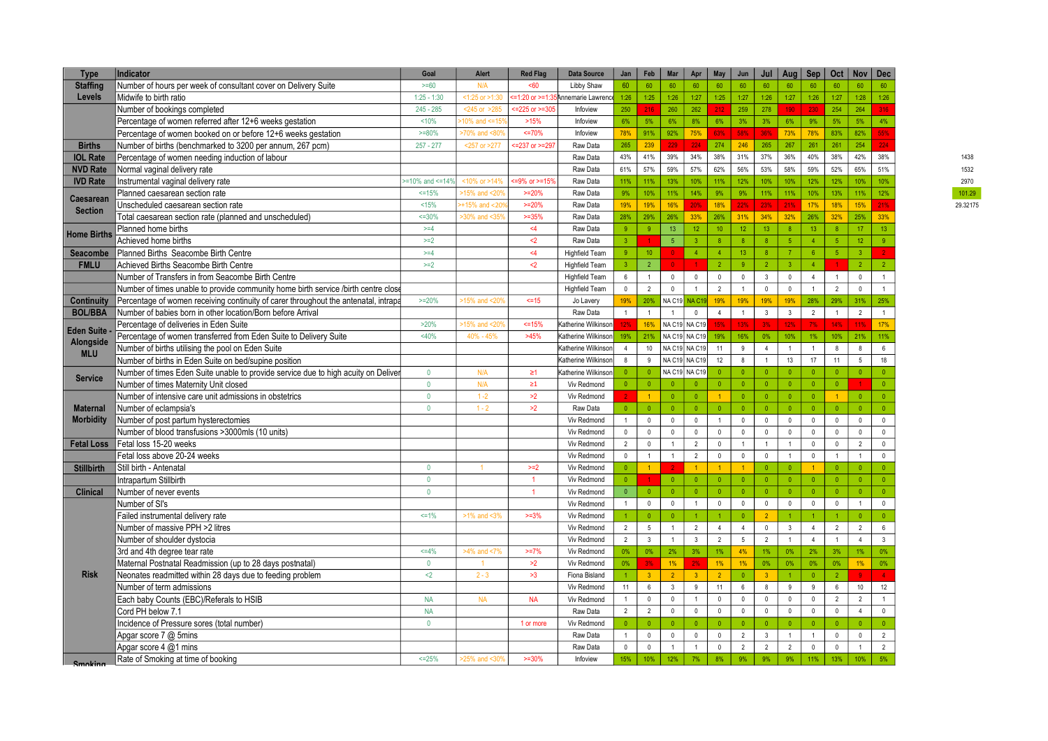| Type | Indicator | Goal | Alert | Red Flag | Data Source | Jan | Feb | Mar | Apr | May | Jun | Jul | Aug | Sep | Oct | Nov | Dec |
|---|---|---|---|---|---|---|---|---|---|---|---|---|---|---|---|---|---|
| Staffing Levels | Number of hours per week of consultant cover on Delivery Suite | >=60 | N/A | <60 | Libby Shaw | 60 | 60 | 60 | 60 | 60 | 60 | 60 | 60 | 60 | 60 | 60 | 60 |
| | Midwife to birth ratio | 1:25 - 1:30 | <1:25 or >1:30 | <=1:20 or >=1:35 | Annemarie Lawrence | 1:26 | 1:25 | 1:26 | 1:27 | 1:25 | 1:27 | 1:26 | 1:27 | 1:26 | 1:27 | 1:28 | 1:26 |
| | Number of bookings completed | 245 - 285 | <245 or >285 | <=225 or >=305 | Infoview | 250 | 216 | 260 | 262 | 212 | 259 | 278 | 190 | 230 | 254 | 264 | 316 |
| | Percentage of women referred after 12+6 weeks gestation | <10% | >10% and <=15% | >15% | Infoview | 6% | 5% | 6% | 8% | 6% | 3% | 3% | 6% | 9% | 5% | 5% | 4% |
| | Percentage of women booked on or before 12+6 weeks gestation | >=80% | >70% and <80% | <=70% | Infoview | 78% | 91% | 92% | 75% | 63% | 58% | 36% | 73% | 78% | 83% | 82% | 56% |
| Births | Number of births (benchmarked to 3200 per annum, 267 pcm) | 257 - 277 | <257 or >277 | <=237 or >=297 | Raw Data | 265 | 239 | 229 | 224 | 274 | 246 | 265 | 267 | 261 | 261 | 254 | 224 |
| IOL Rate | Percentage of women needing induction of labour | | | | Raw Data | 43% | 41% | 39% | 34% | 38% | 31% | 37% | 36% | 40% | 38% | 42% | 38% |
| NVD Rate | Normal vaginal delivery rate | | | | Raw Data | 61% | 57% | 59% | 57% | 62% | 56% | 53% | 58% | 59% | 52% | 65% | 51% |
| IVD Rate | Instrumental vaginal delivery rate | >=10% and <=14% | <10% or >14% | <=9% or >=15% | Raw Data | 11% | 11% | 13% | 10% | 11% | 12% | 10% | 10% | 12% | 12% | 10% | 10% |
| Caesarean Section | Planned caesarean section rate | <=15% | >15% and <20% | >=20% | Raw Data | 9% | 10% | 11% | 14% | 9% | 9% | 11% | 11% | 10% | 13% | 11% | 12% |
| | Unscheduled caesarean section rate | <15% | >+15% and <20% | >=20% | Raw Data | 19% | 19% | 16% | 20% | 18% | 22% | 23% | 21% | 17% | 18% | 15% | 21% |
| | Total caesarean section rate (planned and unscheduled) | <=30% | >30% and <35% | >=35% | Raw Data | 28% | 29% | 26% | 33% | 26% | 31% | 34% | 32% | 26% | 32% | 25% | 33% |
| Home Births | Planned home births | >=4 | | <4 | Raw Data | 9 | 9 | 13 | 12 | 10 | 12 | 13 | 8 | 13 | 8 | 17 | 13 |
| | Achieved home births | >=2 | | <2 | Raw Data | 3 | 1 | 5 | 3 | 8 | 8 | 8 | 5 | 4 | 5 | 12 | 9 |
| Seacombe FMLU | Planned Births Seacombe Birth Centre | >=4 | | <4 | Highfield Team | 9 | 10 | 0 | 4 | 4 | 13 | 8 | 7 | 6 | 5 | 3 | 2 |
| | Achieved Births Seacombe Birth Centre | >=2 | | <2 | Highfield Team | 3 | 2 | 0 | 1 | 2 | 9 | 2 | 3 | 4 | 1 | 2 | 2 |
| | Number of Transfers in from Seacombe Birth Centre | | | | Highfield Team | 6 | 1 | 0 | 0 | 0 | 0 | 3 | 0 | 4 | 1 | 0 | 1 |
| | Number of times unable to provide community home birth service /birth centre close | | | | Highfield Team | 0 | 2 | 0 | 1 | 2 | 1 | 0 | 0 | 1 | 2 | 0 | 1 |
| Continuity | Percentage of women receiving continuity of carer throughout the antenatal, intrapa | >=20% | >15% and <20% | <=15 | Jo Lavery | 19% | 20% | NA C19 | NA C19 | 19% | 19% | 19% | 19% | 28% | 29% | 31% | 25% |
| BOL/BBA | Number of babies born in other location/Born before Arrival | | | | Raw Data | 1 | 1 | 1 | 0 | 4 | 1 | 3 | 3 | 2 | 1 | 2 | 1 |
| Eden Suite - Alongside MLU | Percentage of deliveries in Eden Suite | >20% | >15% and <20% | <=15% | Katherine Wilkinson | 12% | 16% | NA C19 | NA C19 | 15% | 13% | 3% | 12% | 7% | 14% | 11% | 17% |
| | Percentage of women transferred from Eden Suite to Delivery Suite | <40% | 40% - 45% | >45% | Katherine Wilkinson | 19% | 21% | NA C19 | NA C19 | 19% | 16% | 0% | 10% | 1% | 10% | 21% | 11% |
| | Number of births utilising the pool on Eden Suite | | | | Katherine Wilkinson | 4 | 10 | NA C19 | NA C19 | 11 | 9 | 4 | 1 | 1 | 8 | 8 | 6 |
| | Number of births in Eden Suite on bed/supine position | | | | Katherine Wilkinson | 8 | 9 | NA C19 | NA C19 | 12 | 8 | 1 | 13 | 17 | 11 | 5 | 18 |
| Service | Number of times Eden Suite unable to provide service due to high acuity on Deliver | 0 | N/A | ≥1 | Katherine Wilkinson | 0 | 0 | NA C19 | NA C19 | 0 | 0 | 0 | 0 | 0 | 0 | 0 | 0 |
| | Number of times Maternity Unit closed | 0 | N/A | ≥1 | Viv Redmond | 0 | 0 | 0 | 0 | 0 | 0 | 0 | 0 | 0 | 0 | 1 | 0 |
| Maternal Morbidity | Number of intensive care unit admissions in obstetrics | 0 | 1 - 2 | >2 | Viv Redmond | 2 | 1 | 0 | 0 | 1 | 0 | 0 | 0 | 0 | 1 | 0 | 0 |
| | Number of eclampsia's | 0 | 1 - 2 | >2 | Raw Data | 0 | 0 | 0 | 0 | 0 | 0 | 0 | 0 | 0 | 0 | 0 | 0 |
| | Number of post partum hysterectomies | | | | Viv Redmond | 1 | 0 | 0 | 0 | 1 | 0 | 0 | 0 | 0 | 0 | 0 | 0 |
| | Number of blood transfusions >3000mls (10 units) | | | | Viv Redmond | 0 | 0 | 0 | 0 | 0 | 0 | 0 | 0 | 0 | 0 | 0 | 0 |
| Fetal Loss | Fetal loss 15-20 weeks | | | | Viv Redmond | 2 | 0 | 1 | 2 | 0 | 1 | 1 | 1 | 0 | 0 | 2 | 0 |
| | Fetal loss above 20-24 weeks | | | | Viv Redmond | 0 | 1 | 1 | 2 | 0 | 0 | 0 | 1 | 0 | 1 | 1 | 0 |
| Stillbirth | Still birth - Antenatal | 0 | 1 | >=2 | Viv Redmond | 0 | 1 | 2 | 1 | 1 | 1 | 0 | 0 | 1 | 0 | 0 | 0 |
| | Intrapartum Stillbirth | 0 | | 1 | Viv Redmond | 0 | 1 | 0 | 0 | 0 | 0 | 0 | 0 | 0 | 0 | 0 | 0 |
| Clinical | Number of never events | 0 | | 1 | Viv Redmond | 0 | 0 | 0 | 0 | 0 | 0 | 0 | 0 | 0 | 0 | 0 | 0 |
| Risk | Number of SI's | | | | Viv Redmond | 1 | 0 | 0 | 1 | 0 | 0 | 0 | 0 | 0 | 0 | 1 | 0 |
| | Failed instrumental delivery rate | <=1% | >1% and <3% | >=3% | Viv Redmond | 1 | 0 | 0 | 1 | 1 | 0 | 2 | 1 | 1 | 1 | 0 | 0 |
| | Number of massive PPH >2 litres | | | | Viv Redmond | 2 | 5 | 1 | 2 | 4 | 4 | 0 | 3 | 4 | 2 | 2 | 6 |
| | Number of shoulder dystocia | | | | Viv Redmond | 2 | 3 | 1 | 3 | 2 | 5 | 2 | 1 | 4 | 1 | 4 | 3 |
| | 3rd and 4th degree tear rate | <=4% | >4% and <7% | >=7% | Viv Redmond | 0% | 0% | 2% | 3% | 1% | 4% | 1% | 0% | 2% | 3% | 1% | 0% |
| | Maternal Postnatal Readmission (up to 28 days postnatal) | 0 | 1 | >2 | Viv Redmond | 0% | 3% | 1% | 2% | 1% | 1% | 0% | 0% | 0% | 0% | 1% | 0% |
| | Neonates readmitted within 28 days due to feeding problem | <2 | 2 - 3 | >3 | Fiona Bisland | 1 | 3 | 2 | 3 | 2 | 0 | 3 | 1 | 0 | 2 | 9 | 4 |
| | Number of term admissions | | | | Viv Redmond | 11 | 6 | 3 | 9 | 11 | 6 | 8 | 9 | 9 | 6 | 10 | 12 |
| | Each baby Counts (EBC)/Referals to HSIB | NA | NA | NA | Viv Redmond | 1 | 0 | 0 | 1 | 0 | 0 | 0 | 0 | 0 | 2 | 2 | 1 |
| | Cord PH below 7.1 | NA | | | Raw Data | 2 | 2 | 0 | 0 | 0 | 0 | 0 | 0 | 0 | 0 | 4 | 0 |
| | Incidence of Pressure sores (total number) | 0 | | 1 or more | Viv Redmond | 0 | 0 | 0 | 0 | 0 | 0 | 0 | 0 | 0 | 0 | 0 | 0 |
| | Apgar score 7 @ 5mins | | | | Raw Data | 1 | 0 | 0 | 0 | 0 | 2 | 3 | 1 | 1 | 0 | 0 | 2 |
| | Apgar score 4 @1 mins | | | | Raw Data | 0 | 0 | 1 | 1 | 0 | 2 | 2 | 2 | 0 | 0 | 1 | 2 |
| Smoking | Rate of Smoking at time of booking | <=25% | >25% and <30% | >=30% | Infoview | 15% | 10% | 12% | 7% | 8% | 9% | 9% | 9% | 11% | 13% | 10% | 5% |

1438

1532

2970

101.29

29.32175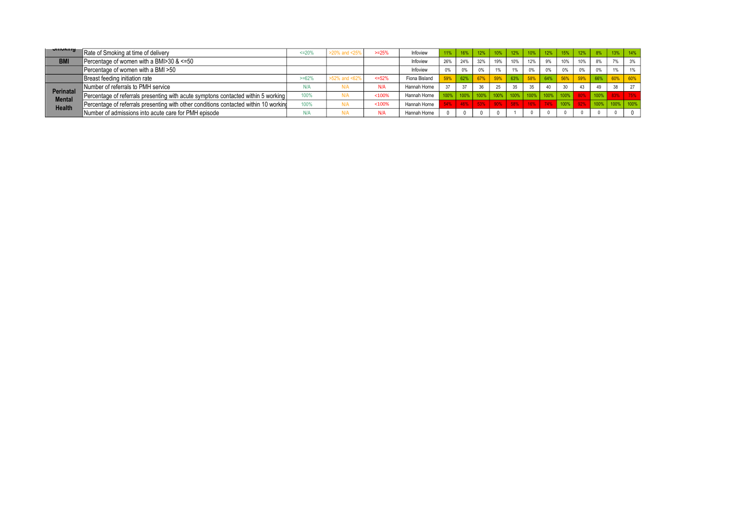| | | | | | | | | | | | | | | | | | | | |
|---|---|---|---|---|---|---|---|---|---|---|---|---|---|---|---|---|---|---|---|
| Smoking | Rate of Smoking at time of delivery | <=20% | >20% and <25% | >=25% | Infoview | 11% | 16% | 12% | 10% | 12% | 10% | 12% | 15% | 12% | 8% | 13% | 14% |
| BMI | Percentage of women with a BMI>30 & <=50 | | | | Infoview | 26% | 24% | 32% | 19% | 10% | 12% | 9% | 10% | 10% | 8% | 7% | 3% |
| | Percentage of women with a BMI >50 | | | | Infoview | 0% | 0% | 0% | 1% | 1% | 0% | 0% | 0% | 0% | 0% | 1% | 1% |
| | Breast feeding initiation rate | >=62% | >52% and <62% | <=52% | Fiona Bisland | 59% | 62% | 67% | 59% | 63% | 58% | 64% | 56% | 59% | 66% | 60% | 60% |
| Perinatal Mental Health | Number of referrals to PMH service | N/A | N/A | N/A | Hannah Horne | 37 | 37 | 36 | 25 | 35 | 35 | 40 | 30 | 43 | 49 | 38 | 27 |
| | Percentage of referrals presenting with acute symptons contacted within 5 working | 100% | N/A | <100% | Hannah Horne | 100% | 100% | 100% | 100% | 100% | 100% | 100% | 100% | 80% | 100% | 83% | 75% |
| | Percentage of referrals presenting with other conditions contacted within 10 working | 100% | N/A | <100% | Hannah Horne | 54% | 46% | 53% | 90% | 50% | 16% | 74% | 100% | 92% | 100% | 100% | 100% |
| | Number of admissions into acute care for PMH episode | N/A | N/A | N/A | Hannah Horne | 0 | 0 | 0 | 0 | 1 | 0 | 0 | 0 | 0 | 0 | 0 | 0 |